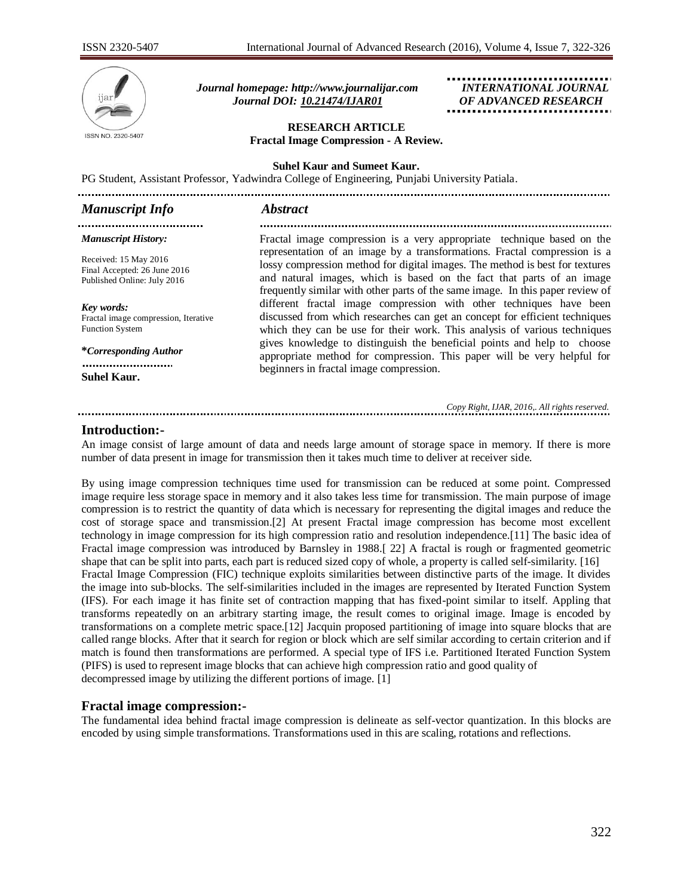Journal homepage: http://www.journalijar.com
Journal DOI: 10.21474/IJAR01

INTERNATIONAL JOURNAL OF ADVANCED RESEARCH

**RESEARCH ARTICLE**

# Fractal Image Compression - A Review.

**Suhel Kaur and Sumeet Kaur.**

PG Student, Assistant Professor, Yadwindra College of Engineering, Punjabi University Patiala.

## *Manuscript Info*

***Manuscript History:***

Received: 15 May 2016
Final Accepted: 26 June 2016
Published Online: July 2016

***Key words:***
Fractal image compression, Iterative Function System

***Corresponding Author***

**Suhel Kaur.**

## *Abstract*

Fractal image compression is a very appropriate technique based on the representation of an image by a transformations. Fractal compression is a lossy compression method for digital images. The method is best for textures and natural images, which is based on the fact that parts of an image frequently similar with other parts of the same image. In this paper review of different fractal image compression with other techniques have been discussed from which researches can get an concept for efficient techniques which they can be use for their work. This analysis of various techniques gives knowledge to distinguish the beneficial points and help to choose appropriate method for compression. This paper will be very helpful for beginners in fractal image compression.

*Copy Right, IJAR, 2016,. All rights reserved.*

## Introduction:-

An image consist of large amount of data and needs large amount of storage space in memory. If there is more number of data present in image for transmission then it takes much time to deliver at receiver side.

By using image compression techniques time used for transmission can be reduced at some point. Compressed image require less storage space in memory and it also takes less time for transmission. The main purpose of image compression is to restrict the quantity of data which is necessary for representing the digital images and reduce the cost of storage space and transmission.[2] At present Fractal image compression has become most excellent technology in image compression for its high compression ratio and resolution independence.[11] The basic idea of Fractal image compression was introduced by Barnsley in 1988.[ 22] A fractal is rough or fragmented geometric shape that can be split into parts, each part is reduced sized copy of whole, a property is called self-similarity. [16] Fractal Image Compression (FIC) technique exploits similarities between distinctive parts of the image. It divides the image into sub-blocks. The self-similarities included in the images are represented by Iterated Function System (IFS). For each image it has finite set of contraction mapping that has fixed-point similar to itself. Appling that transforms repeatedly on an arbitrary starting image, the result comes to original image. Image is encoded by transformations on a complete metric space.[12] Jacquin proposed partitioning of image into square blocks that are called range blocks. After that it search for region or block which are self similar according to certain criterion and if match is found then transformations are performed. A special type of IFS i.e. Partitioned Iterated Function System (PIFS) is used to represent image blocks that can achieve high compression ratio and good quality of decompressed image by utilizing the different portions of image. [1]

## Fractal image compression:-

The fundamental idea behind fractal image compression is delineate as self-vector quantization. In this blocks are encoded by using simple transformations. Transformations used in this are scaling, rotations and reflections.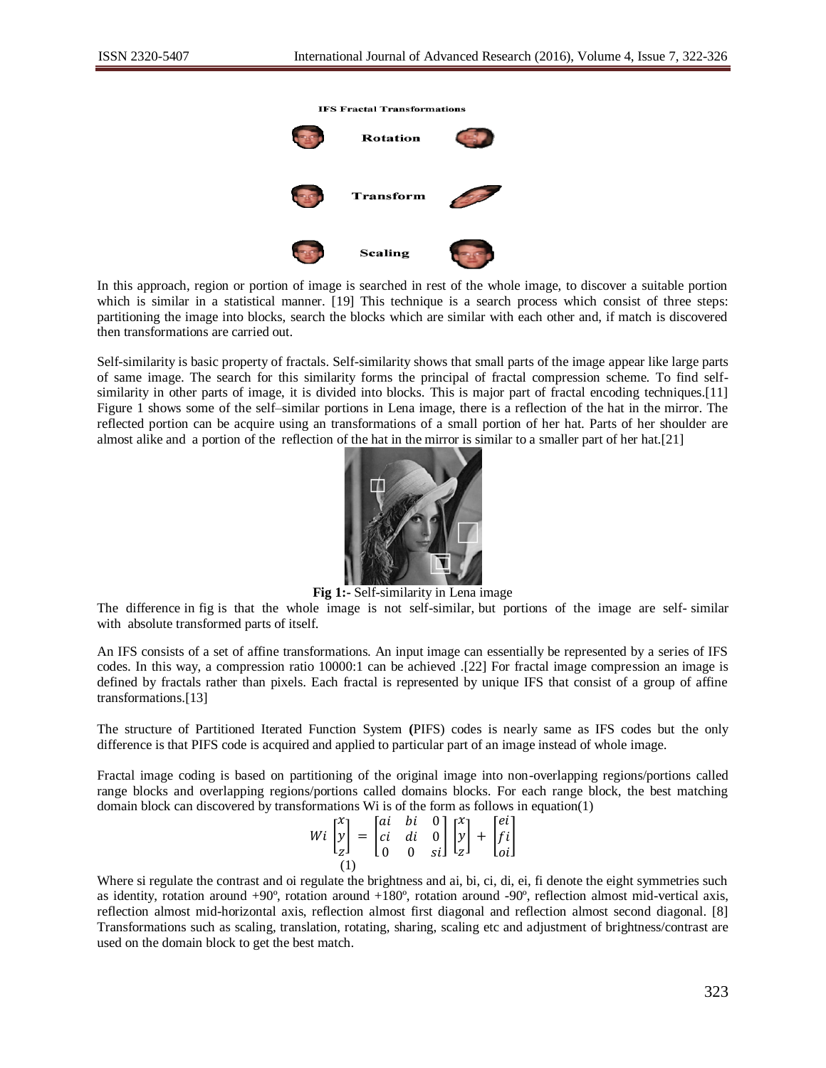In this approach, region or portion of image is searched in rest of the whole image, to discover a suitable portion which is similar in a statistical manner. [19] This technique is a search process which consist of three steps: partitioning the image into blocks, search the blocks which are similar with each other and, if match is discovered then transformations are carried out.

Self-similarity is basic property of fractals. Self-similarity shows that small parts of the image appear like large parts of same image. The search for this similarity forms the principal of fractal compression scheme. To find self-similarity in other parts of image, it is divided into blocks. This is major part of fractal encoding techniques.[11] Figure 1 shows some of the self–similar portions in Lena image, there is a reflection of the hat in the mirror. The reflected portion can be acquire using an transformations of a small portion of her hat. Parts of her shoulder are almost alike and a portion of the reflection of the hat in the mirror is similar to a smaller part of her hat.[21]

**Fig 1:-** Self-similarity in Lena image

The difference in fig is that the whole image is not self-similar, but portions of the image are self- similar with absolute transformed parts of itself.

An IFS consists of a set of affine transformations. An input image can essentially be represented by a series of IFS codes. In this way, a compression ratio 10000:1 can be achieved .[22] For fractal image compression an image is defined by fractals rather than pixels. Each fractal is represented by unique IFS that consist of a group of affine transformations.[13]

The structure of Partitioned Iterated Function System **(**PIFS) codes is nearly same as IFS codes but the only difference is that PIFS code is acquired and applied to particular part of an image instead of whole image.

Fractal image coding is based on partitioning of the original image into non-overlapping regions/portions called range blocks and overlapping regions/portions called domains blocks. For each range block, the best matching domain block can discovered by transformations Wi is of the form as follows in equation(1)

$$Wi \begin{bmatrix} x \\ y \\ z \end{bmatrix} = \begin{bmatrix} ai & bi & 0 \\ ci & di & 0 \\ 0 & 0 & si \end{bmatrix} \begin{bmatrix} x \\ y \\ z \end{bmatrix} + \begin{bmatrix} ei \\ fi \\ oi \end{bmatrix} \quad (1)$$

Where si regulate the contrast and oi regulate the brightness and ai, bi, ci, di, ei, fi denote the eight symmetries such as identity, rotation around +90º, rotation around +180º, rotation around -90º, reflection almost mid-vertical axis, reflection almost mid-horizontal axis, reflection almost first diagonal and reflection almost second diagonal. [8] Transformations such as scaling, translation, rotating, sharing, scaling etc and adjustment of brightness/contrast are used on the domain block to get the best match.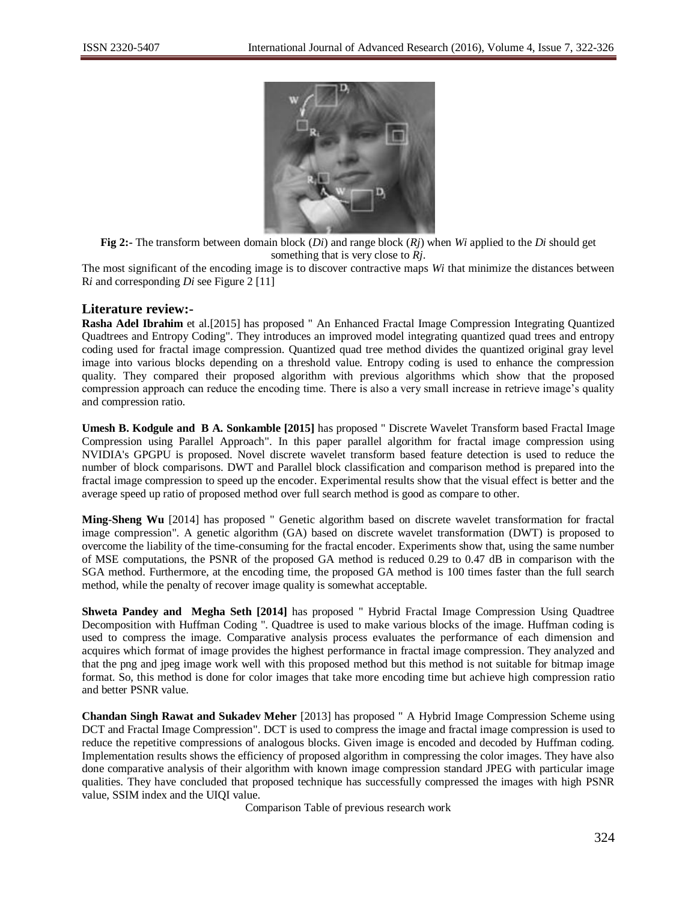**Fig 2:-** The transform between domain block (*Di*) and range block (*Rj*) when *Wi* applied to the *Di* should get something that is very close to *Rj*.

The most significant of the encoding image is to discover contractive maps *Wi* that minimize the distances between R*i* and corresponding *Di* see Figure 2 [11]

## Literature review:-

**Rasha Adel Ibrahim** et al.[2015] has proposed " An Enhanced Fractal Image Compression Integrating Quantized Quadtrees and Entropy Coding". They introduces an improved model integrating quantized quad trees and entropy coding used for fractal image compression. Quantized quad tree method divides the quantized original gray level image into various blocks depending on a threshold value. Entropy coding is used to enhance the compression quality. They compared their proposed algorithm with previous algorithms which show that the proposed compression approach can reduce the encoding time. There is also a very small increase in retrieve image's quality and compression ratio.

**Umesh B. Kodgule and B A. Sonkamble [2015]** has proposed " Discrete Wavelet Transform based Fractal Image Compression using Parallel Approach". In this paper parallel algorithm for fractal image compression using NVIDIA's GPGPU is proposed. Novel discrete wavelet transform based feature detection is used to reduce the number of block comparisons. DWT and Parallel block classification and comparison method is prepared into the fractal image compression to speed up the encoder. Experimental results show that the visual effect is better and the average speed up ratio of proposed method over full search method is good as compare to other.

**Ming-Sheng Wu** [2014] has proposed " Genetic algorithm based on discrete wavelet transformation for fractal image compression". A genetic algorithm (GA) based on discrete wavelet transformation (DWT) is proposed to overcome the liability of the time-consuming for the fractal encoder. Experiments show that, using the same number of MSE computations, the PSNR of the proposed GA method is reduced 0.29 to 0.47 dB in comparison with the SGA method. Furthermore, at the encoding time, the proposed GA method is 100 times faster than the full search method, while the penalty of recover image quality is somewhat acceptable.

**Shweta Pandey and Megha Seth [2014]** has proposed " Hybrid Fractal Image Compression Using Quadtree Decomposition with Huffman Coding ". Quadtree is used to make various blocks of the image. Huffman coding is used to compress the image. Comparative analysis process evaluates the performance of each dimension and acquires which format of image provides the highest performance in fractal image compression. They analyzed and that the png and jpeg image work well with this proposed method but this method is not suitable for bitmap image format. So, this method is done for color images that take more encoding time but achieve high compression ratio and better PSNR value.

**Chandan Singh Rawat and Sukadev Meher** [2013] has proposed " A Hybrid Image Compression Scheme using DCT and Fractal Image Compression". DCT is used to compress the image and fractal image compression is used to reduce the repetitive compressions of analogous blocks. Given image is encoded and decoded by Huffman coding. Implementation results shows the efficiency of proposed algorithm in compressing the color images. They have also done comparative analysis of their algorithm with known image compression standard JPEG with particular image qualities. They have concluded that proposed technique has successfully compressed the images with high PSNR value, SSIM index and the UIQI value.

Comparison Table of previous research work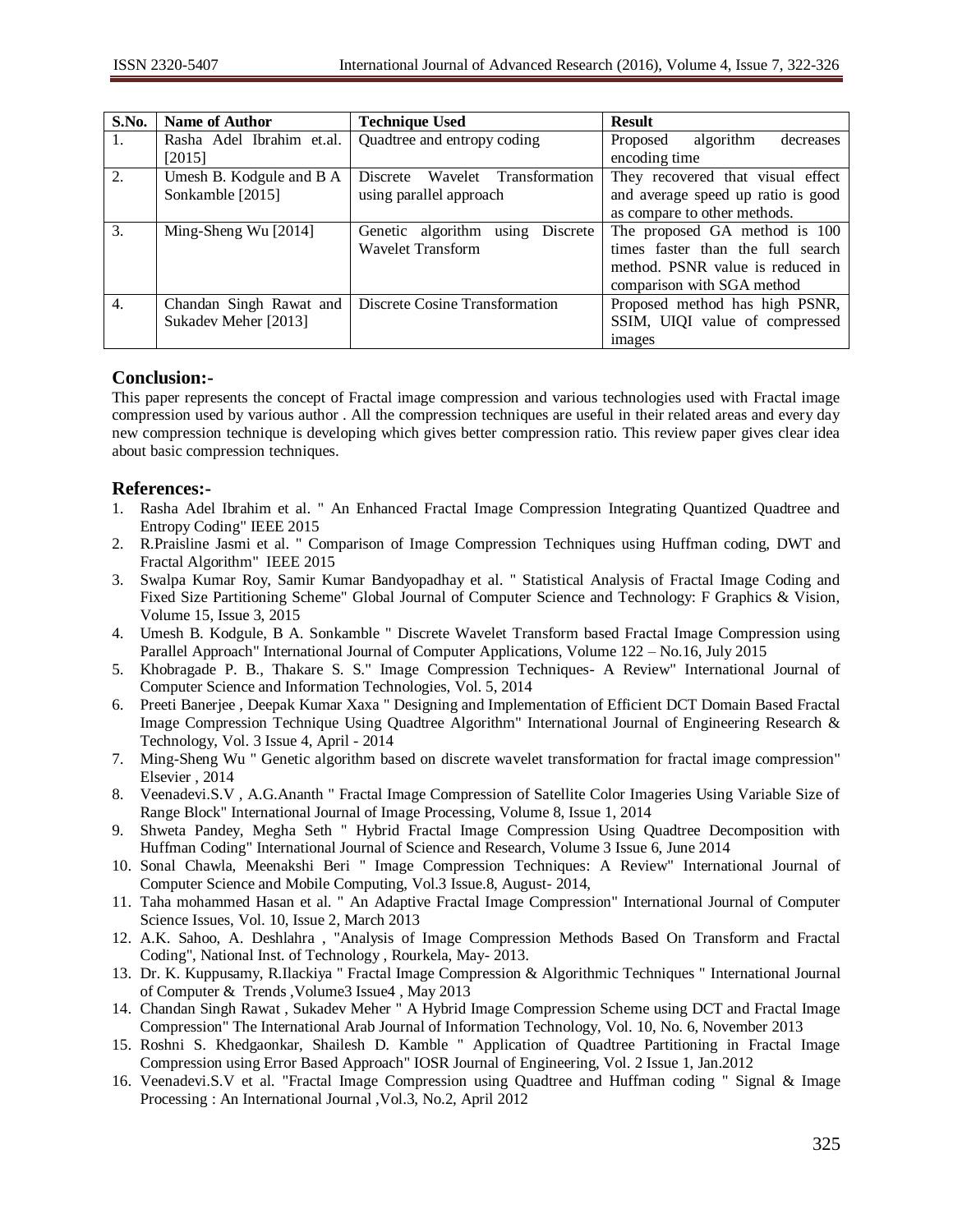| S.No. | Name of Author | Technique Used | Result |
| --- | --- | --- | --- |
| 1. | Rasha Adel Ibrahim et.al. [2015] | Quadtree and entropy coding | Proposed algorithm decreases encoding time |
| 2. | Umesh B. Kodgule and B A Sonkamble [2015] | Discrete Wavelet Transformation using parallel approach | They recovered that visual effect and average speed up ratio is good as compare to other methods. |
| 3. | Ming-Sheng Wu [2014] | Genetic algorithm using Discrete Wavelet Transform | The proposed GA method is 100 times faster than the full search method. PSNR value is reduced in comparison with SGA method |
| 4. | Chandan Singh Rawat and Sukadev Meher [2013] | Discrete Cosine Transformation | Proposed method has high PSNR, SSIM, UIQI value of compressed images |

## Conclusion:-

This paper represents the concept of Fractal image compression and various technologies used with Fractal image compression used by various author . All the compression techniques are useful in their related areas and every day new compression technique is developing which gives better compression ratio. This review paper gives clear idea about basic compression techniques.

## References:-

1. Rasha Adel Ibrahim et al. " An Enhanced Fractal Image Compression Integrating Quantized Quadtree and Entropy Coding" IEEE 2015
2. R.Praisline Jasmi et al. " Comparison of Image Compression Techniques using Huffman coding, DWT and Fractal Algorithm" IEEE 2015
3. Swalpa Kumar Roy, Samir Kumar Bandyopadhay et al. " Statistical Analysis of Fractal Image Coding and Fixed Size Partitioning Scheme" Global Journal of Computer Science and Technology: F Graphics & Vision, Volume 15, Issue 3, 2015
4. Umesh B. Kodgule, B A. Sonkamble " Discrete Wavelet Transform based Fractal Image Compression using Parallel Approach" International Journal of Computer Applications, Volume 122 – No.16, July 2015
5. Khobragade P. B., Thakare S. S." Image Compression Techniques- A Review" International Journal of Computer Science and Information Technologies, Vol. 5, 2014
6. Preeti Banerjee , Deepak Kumar Xaxa " Designing and Implementation of Efficient DCT Domain Based Fractal Image Compression Technique Using Quadtree Algorithm" International Journal of Engineering Research & Technology, Vol. 3 Issue 4, April - 2014
7. Ming-Sheng Wu " Genetic algorithm based on discrete wavelet transformation for fractal image compression" Elsevier , 2014
8. Veenadevi.S.V , A.G.Ananth " Fractal Image Compression of Satellite Color Imageries Using Variable Size of Range Block" International Journal of Image Processing, Volume 8, Issue 1, 2014
9. Shweta Pandey, Megha Seth " Hybrid Fractal Image Compression Using Quadtree Decomposition with Huffman Coding" International Journal of Science and Research, Volume 3 Issue 6, June 2014
10. Sonal Chawla, Meenakshi Beri " Image Compression Techniques: A Review" International Journal of Computer Science and Mobile Computing, Vol.3 Issue.8, August- 2014,
11. Taha mohammed Hasan et al. " An Adaptive Fractal Image Compression" International Journal of Computer Science Issues, Vol. 10, Issue 2, March 2013
12. A.K. Sahoo, A. Deshlahra , "Analysis of Image Compression Methods Based On Transform and Fractal Coding", National Inst. of Technology , Rourkela, May- 2013.
13. Dr. K. Kuppusamy, R.Ilackiya " Fractal Image Compression & Algorithmic Techniques " International Journal of Computer & Trends ,Volume3 Issue4 , May 2013
14. Chandan Singh Rawat , Sukadev Meher " A Hybrid Image Compression Scheme using DCT and Fractal Image Compression" The International Arab Journal of Information Technology, Vol. 10, No. 6, November 2013
15. Roshni S. Khedgaonkar, Shailesh D. Kamble " Application of Quadtree Partitioning in Fractal Image Compression using Error Based Approach" IOSR Journal of Engineering, Vol. 2 Issue 1, Jan.2012
16. Veenadevi.S.V et al. "Fractal Image Compression using Quadtree and Huffman coding " Signal & Image Processing : An International Journal ,Vol.3, No.2, April 2012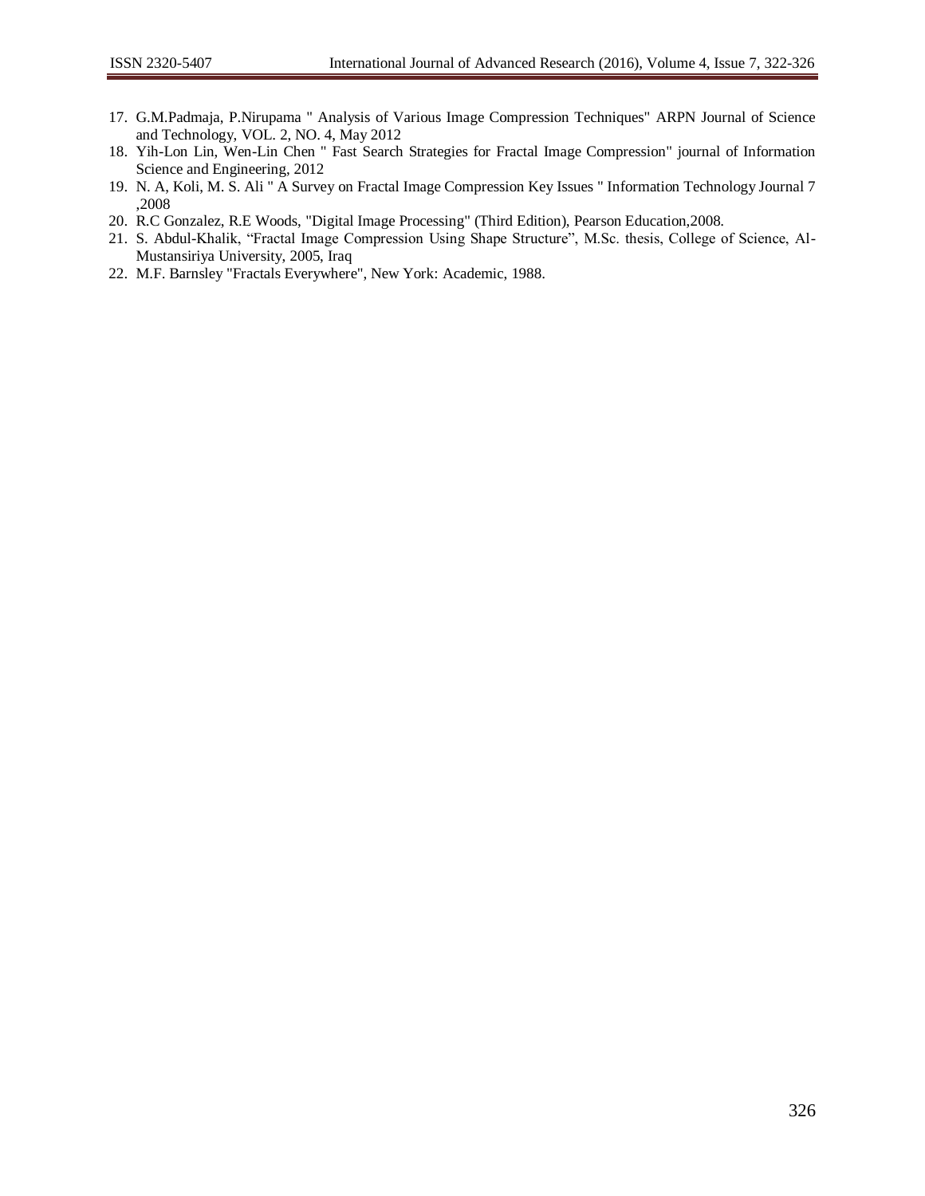17. G.M.Padmaja, P.Nirupama " Analysis of Various Image Compression Techniques" ARPN Journal of Science and Technology, VOL. 2, NO. 4, May 2012
18. Yih-Lon Lin, Wen-Lin Chen " Fast Search Strategies for Fractal Image Compression" journal of Information Science and Engineering, 2012
19. N. A, Koli, M. S. Ali " A Survey on Fractal Image Compression Key Issues " Information Technology Journal 7 ,2008
20. R.C Gonzalez, R.E Woods, "Digital Image Processing" (Third Edition), Pearson Education,2008.
21. S. Abdul-Khalik, "Fractal Image Compression Using Shape Structure", M.Sc. thesis, College of Science, Al-Mustansiriya University, 2005, Iraq
22. M.F. Barnsley "Fractals Everywhere", New York: Academic, 1988.